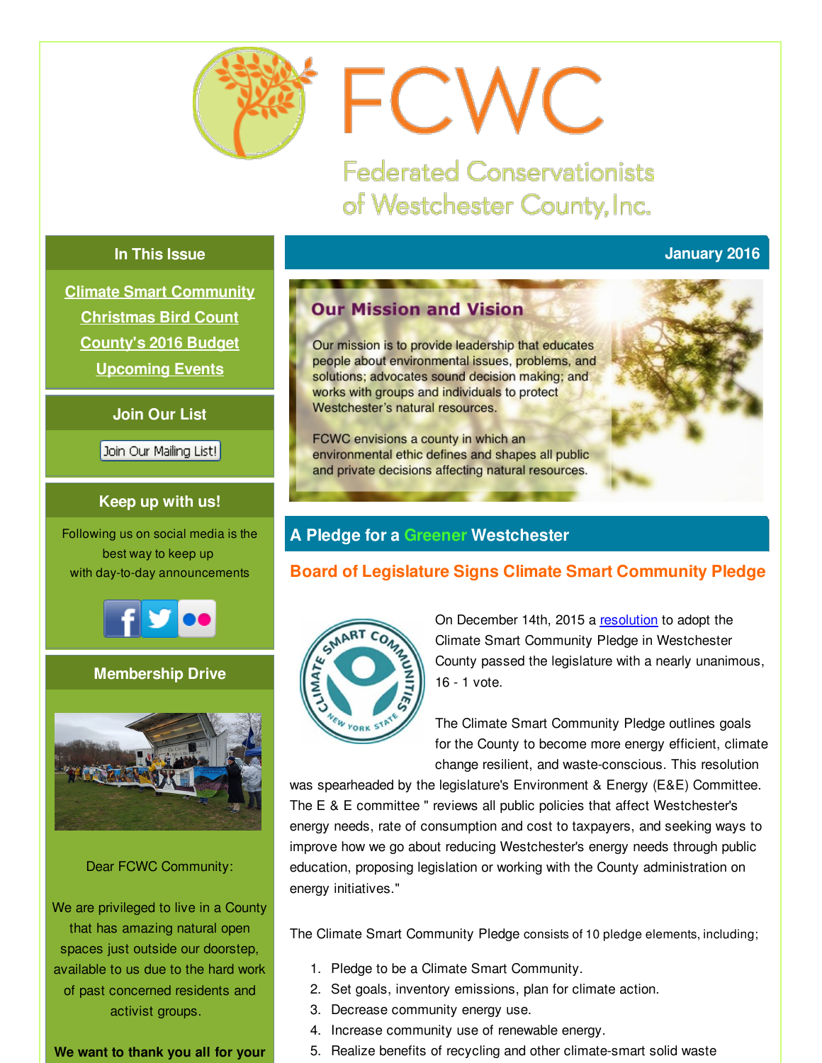# FCWC

## Federated Conservationists of Westchester County, Inc.

### In This Issue

Climate Smart Community
Christmas Bird Count
County's 2016 Budget
Upcoming Events

### Join Our List

Join Our Mailing List!

### Keep up with us!

Following us on social media is the best way to keep up with day-to-day announcements

### Membership Drive

Dear FCWC Community:

We are privileged to live in a County that has amazing natural open spaces just outside our doorstep, available to us due to the hard work of past concerned residents and activist groups.

**We want to thank you all for your**

---

**January 2016**

## Our Mission and Vision

Our mission is to provide leadership that educates people about environmental issues, problems, and solutions; advocates sound decision making; and works with groups and individuals to protect Westchester's natural resources.

FCWC envisions a county in which an environmental ethic defines and shapes all public and private decisions affecting natural resources.

## A Pledge for a Greener Westchester

### Board of Legislature Signs Climate Smart Community Pledge

On December 14th, 2015 a resolution to adopt the Climate Smart Community Pledge in Westchester County passed the legislature with a nearly unanimous, 16 - 1 vote.

The Climate Smart Community Pledge outlines goals for the County to become more energy efficient, climate change resilient, and waste-conscious. This resolution was spearheaded by the legislature's Environment & Energy (E&E) Committee. The E & E committee " reviews all public policies that affect Westchester's energy needs, rate of consumption and cost to taxpayers, and seeking ways to improve how we go about reducing Westchester's energy needs through public education, proposing legislation or working with the County administration on energy initiatives."

The Climate Smart Community Pledge consists of 10 pledge elements, including;

1. Pledge to be a Climate Smart Community.
2. Set goals, inventory emissions, plan for climate action.
3. Decrease community energy use.
4. Increase community use of renewable energy.
5. Realize benefits of recycling and other climate-smart solid waste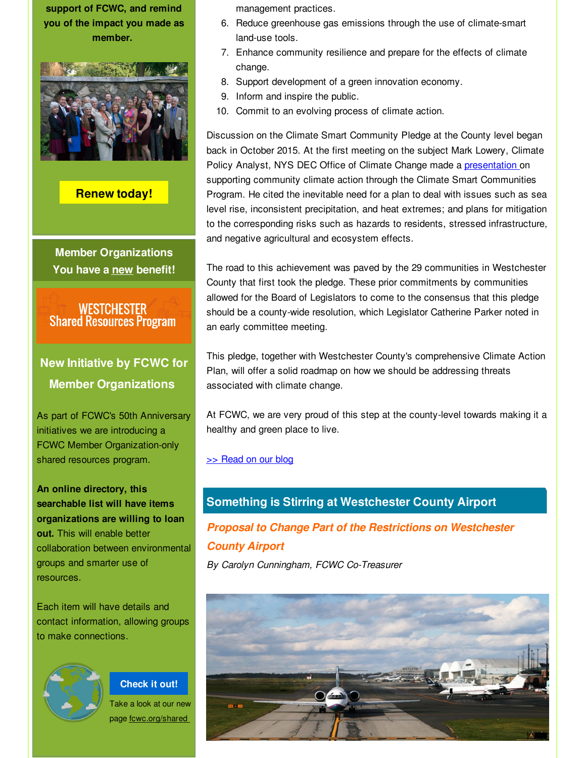**support of FCWC, and remind you of the impact you made as member.**

**Renew today!**

**Member Organizations**
**You have a new benefit!**

WESTCHESTER Shared Resources Program

### New Initiative by FCWC for Member Organizations

As part of FCWC's 50th Anniversary initiatives we are introducing a FCWC Member Organization-only shared resources program.

**An online directory, this searchable list will have items organizations are willing to loan out.** This will enable better collaboration between environmental groups and smarter use of resources.

Each item will have details and contact information, allowing groups to make connections.

**Check it out!**

Take a look at our new page fcwc.org/shared

management practices.

6. Reduce greenhouse gas emissions through the use of climate-smart land-use tools.
7. Enhance community resilience and prepare for the effects of climate change.
8. Support development of a green innovation economy.
9. Inform and inspire the public.
10. Commit to an evolving process of climate action.

Discussion on the Climate Smart Community Pledge at the County level began back in October 2015. At the first meeting on the subject Mark Lowery, Climate Policy Analyst, NYS DEC Office of Climate Change made a presentation on supporting community climate action through the Climate Smart Communities Program. He cited the inevitable need for a plan to deal with issues such as sea level rise, inconsistent precipitation, and heat extremes; and plans for mitigation to the corresponding risks such as hazards to residents, stressed infrastructure, and negative agricultural and ecosystem effects.

The road to this achievement was paved by the 29 communities in Westchester County that first took the pledge. These prior commitments by communities allowed for the Board of Legislators to come to the consensus that this pledge should be a county-wide resolution, which Legislator Catherine Parker noted in an early committee meeting.

This pledge, together with Westchester County's comprehensive Climate Action Plan, will offer a solid roadmap on how we should be addressing threats associated with climate change.

At FCWC, we are very proud of this step at the county-level towards making it a healthy and green place to live.

>> Read on our blog

## Something is Stirring at Westchester County Airport

### *Proposal to Change Part of the Restrictions on Westchester County Airport*

*By Carolyn Cunningham, FCWC Co-Treasurer*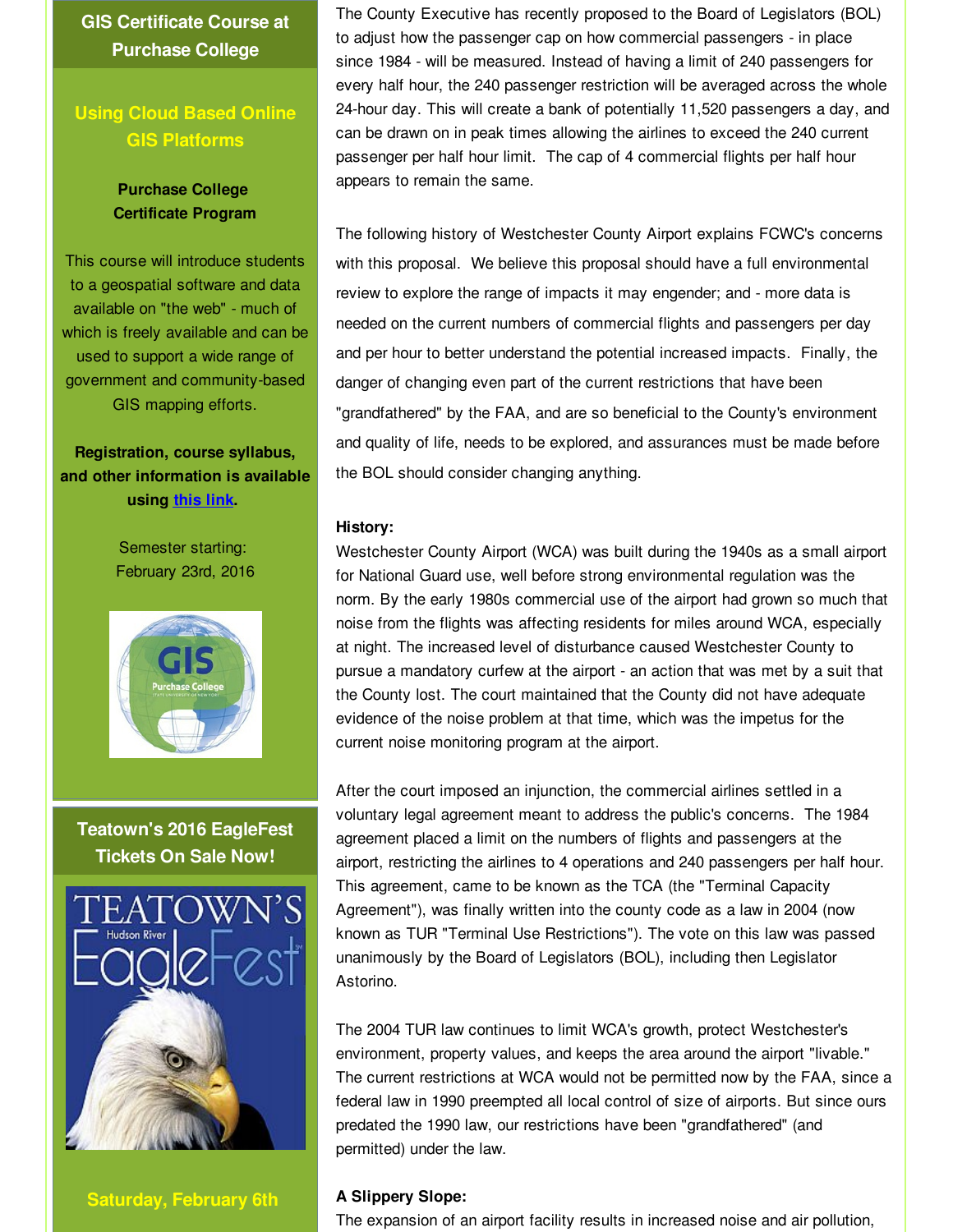**GIS Certificate Course at Purchase College**

**Using Cloud Based Online GIS Platforms**

**Purchase College Certificate Program**

This course will introduce students to a geospatial software and data available on "the web" - much of which is freely available and can be used to support a wide range of government and community-based GIS mapping efforts.

**Registration, course syllabus, and other information is available using this link.**

Semester starting: February 23rd, 2016

**Teatown's 2016 EagleFest Tickets On Sale Now!**

**Saturday, February 6th**

The County Executive has recently proposed to the Board of Legislators (BOL) to adjust how the passenger cap on how commercial passengers - in place since 1984 - will be measured. Instead of having a limit of 240 passengers for every half hour, the 240 passenger restriction will be averaged across the whole 24-hour day. This will create a bank of potentially 11,520 passengers a day, and can be drawn on in peak times allowing the airlines to exceed the 240 current passenger per half hour limit. The cap of 4 commercial flights per half hour appears to remain the same.

The following history of Westchester County Airport explains FCWC's concerns with this proposal. We believe this proposal should have a full environmental review to explore the range of impacts it may engender; and - more data is needed on the current numbers of commercial flights and passengers per day and per hour to better understand the potential increased impacts. Finally, the danger of changing even part of the current restrictions that have been "grandfathered" by the FAA, and are so beneficial to the County's environment and quality of life, needs to be explored, and assurances must be made before the BOL should consider changing anything.

**History:**

Westchester County Airport (WCA) was built during the 1940s as a small airport for National Guard use, well before strong environmental regulation was the norm. By the early 1980s commercial use of the airport had grown so much that noise from the flights was affecting residents for miles around WCA, especially at night. The increased level of disturbance caused Westchester County to pursue a mandatory curfew at the airport - an action that was met by a suit that the County lost. The court maintained that the County did not have adequate evidence of the noise problem at that time, which was the impetus for the current noise monitoring program at the airport.

After the court imposed an injunction, the commercial airlines settled in a voluntary legal agreement meant to address the public's concerns. The 1984 agreement placed a limit on the numbers of flights and passengers at the airport, restricting the airlines to 4 operations and 240 passengers per half hour. This agreement, came to be known as the TCA (the "Terminal Capacity Agreement"), was finally written into the county code as a law in 2004 (now known as TUR "Terminal Use Restrictions"). The vote on this law was passed unanimously by the Board of Legislators (BOL), including then Legislator Astorino.

The 2004 TUR law continues to limit WCA's growth, protect Westchester's environment, property values, and keeps the area around the airport "livable." The current restrictions at WCA would not be permitted now by the FAA, since a federal law in 1990 preempted all local control of size of airports. But since ours predated the 1990 law, our restrictions have been "grandfathered" (and permitted) under the law.

**A Slippery Slope:**

The expansion of an airport facility results in increased noise and air pollution,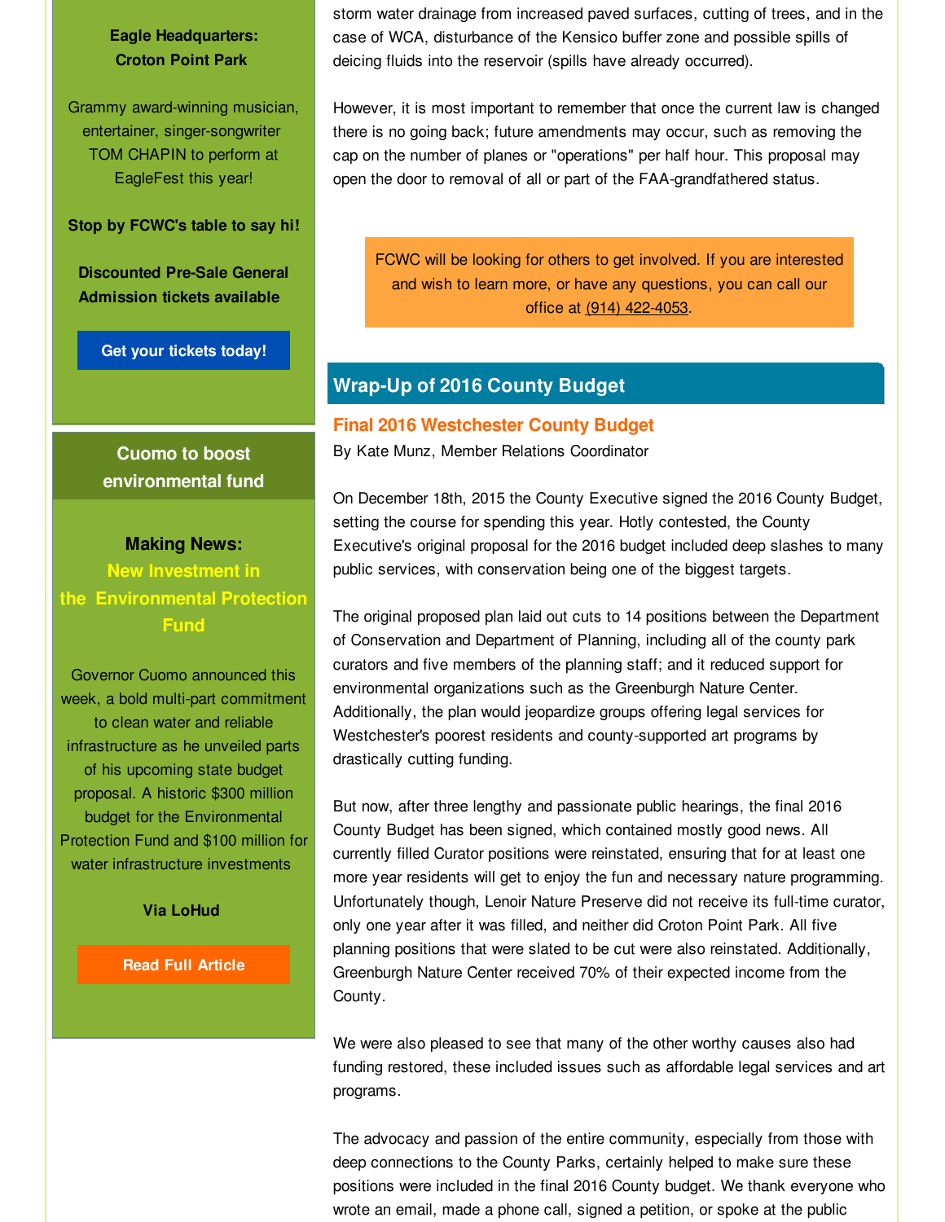**Eagle Headquarters: Croton Point Park**

Grammy award-winning musician, entertainer, singer-songwriter TOM CHAPIN to perform at EagleFest this year!

**Stop by FCWC's table to say hi!**

**Discounted Pre-Sale General Admission tickets available**

**Get your tickets today!**

## Cuomo to boost environmental fund

**Making News:**
**New Investment in the Environmental Protection Fund**

Governor Cuomo announced this week, a bold multi-part commitment to clean water and reliable infrastructure as he unveiled parts of his upcoming state budget proposal. A historic $300 million budget for the Environmental Protection Fund and $100 million for water infrastructure investments

**Via LoHud**

**Read Full Article**

storm water drainage from increased paved surfaces, cutting of trees, and in the case of WCA, disturbance of the Kensico buffer zone and possible spills of deicing fluids into the reservoir (spills have already occurred).

However, it is most important to remember that once the current law is changed there is no going back; future amendments may occur, such as removing the cap on the number of planes or "operations" per half hour. This proposal may open the door to removal of all or part of the FAA-grandfathered status.

FCWC will be looking for others to get involved. If you are interested and wish to learn more, or have any questions, you can call our office at (914) 422-4053.

## Wrap-Up of 2016 County Budget

### Final 2016 Westchester County Budget

By Kate Munz, Member Relations Coordinator

On December 18th, 2015 the County Executive signed the 2016 County Budget, setting the course for spending this year. Hotly contested, the County Executive's original proposal for the 2016 budget included deep slashes to many public services, with conservation being one of the biggest targets.

The original proposed plan laid out cuts to 14 positions between the Department of Conservation and Department of Planning, including all of the county park curators and five members of the planning staff; and it reduced support for environmental organizations such as the Greenburgh Nature Center. Additionally, the plan would jeopardize groups offering legal services for Westchester's poorest residents and county-supported art programs by drastically cutting funding.

But now, after three lengthy and passionate public hearings, the final 2016 County Budget has been signed, which contained mostly good news. All currently filled Curator positions were reinstated, ensuring that for at least one more year residents will get to enjoy the fun and necessary nature programming. Unfortunately though, Lenoir Nature Preserve did not receive its full-time curator, only one year after it was filled, and neither did Croton Point Park. All five planning positions that were slated to be cut were also reinstated. Additionally, Greenburgh Nature Center received 70% of their expected income from the County.

We were also pleased to see that many of the other worthy causes also had funding restored, these included issues such as affordable legal services and art programs.

The advocacy and passion of the entire community, especially from those with deep connections to the County Parks, certainly helped to make sure these positions were included in the final 2016 County budget. We thank everyone who wrote an email, made a phone call, signed a petition, or spoke at the public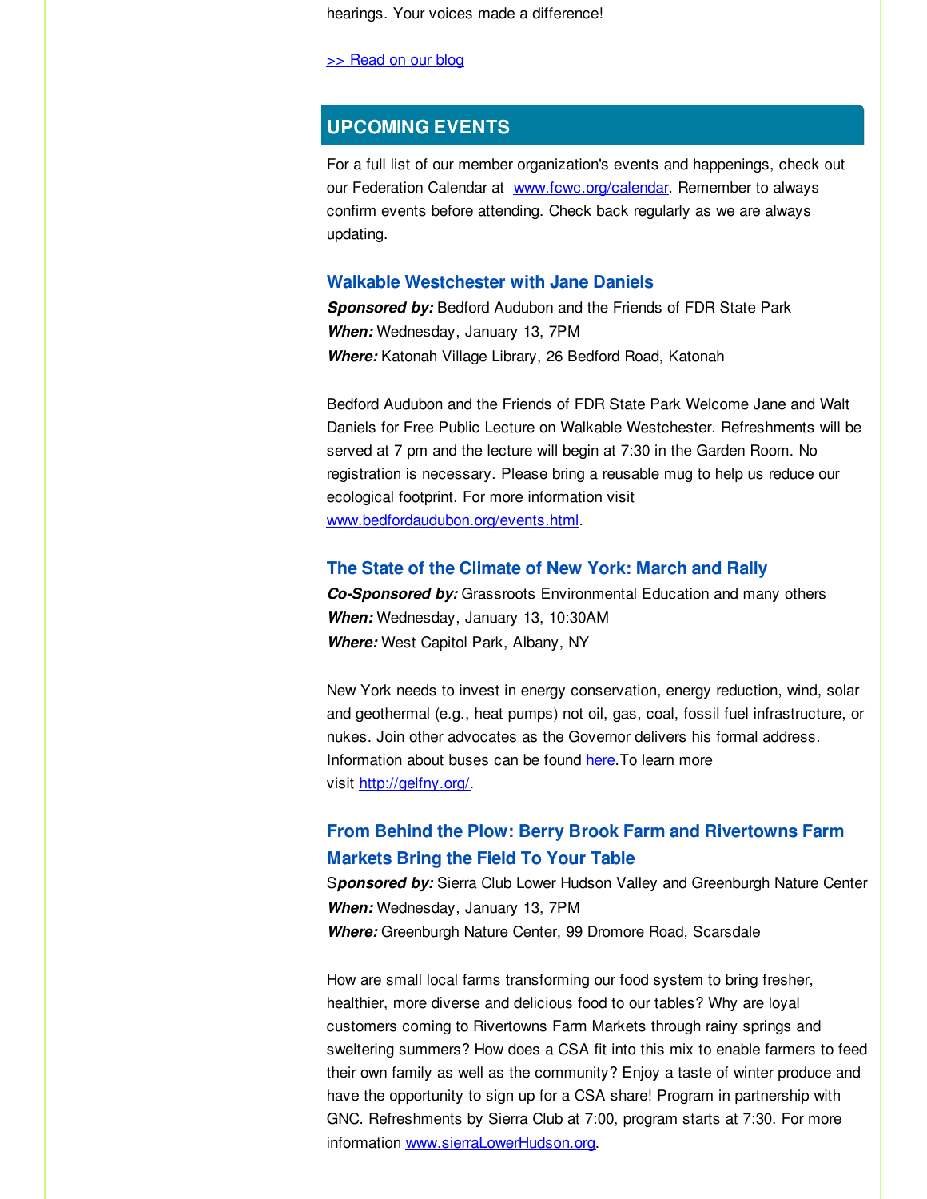hearings. Your voices made a difference!

[>> Read on our blog]

## UPCOMING EVENTS

For a full list of our member organization's events and happenings, check out our Federation Calendar at www.fcwc.org/calendar. Remember to always confirm events before attending. Check back regularly as we are always updating.

### Walkable Westchester with Jane Daniels

***Sponsored by:*** Bedford Audubon and the Friends of FDR State Park
***When:*** Wednesday, January 13, 7PM
***Where:*** Katonah Village Library, 26 Bedford Road, Katonah

Bedford Audubon and the Friends of FDR State Park Welcome Jane and Walt Daniels for Free Public Lecture on Walkable Westchester. Refreshments will be served at 7 pm and the lecture will begin at 7:30 in the Garden Room. No registration is necessary. Please bring a reusable mug to help us reduce our ecological footprint. For more information visit www.bedfordaudubon.org/events.html.

### The State of the Climate of New York: March and Rally

***Co-Sponsored by:*** Grassroots Environmental Education and many others
***When:*** Wednesday, January 13, 10:30AM
***Where:*** West Capitol Park, Albany, NY

New York needs to invest in energy conservation, energy reduction, wind, solar and geothermal (e.g., heat pumps) not oil, gas, coal, fossil fuel infrastructure, or nukes. Join other advocates as the Governor delivers his formal address. Information about buses can be found here.To learn more visit http://gelfny.org/.

### From Behind the Plow: Berry Brook Farm and Rivertowns Farm Markets Bring the Field To Your Table

***Sponsored by:*** Sierra Club Lower Hudson Valley and Greenburgh Nature Center
***When:*** Wednesday, January 13, 7PM
***Where:*** Greenburgh Nature Center, 99 Dromore Road, Scarsdale

How are small local farms transforming our food system to bring fresher, healthier, more diverse and delicious food to our tables? Why are loyal customers coming to Rivertowns Farm Markets through rainy springs and sweltering summers? How does a CSA fit into this mix to enable farmers to feed their own family as well as the community? Enjoy a taste of winter produce and have the opportunity to sign up for a CSA share! Program in partnership with GNC. Refreshments by Sierra Club at 7:00, program starts at 7:30. For more information www.sierraLowerHudson.org.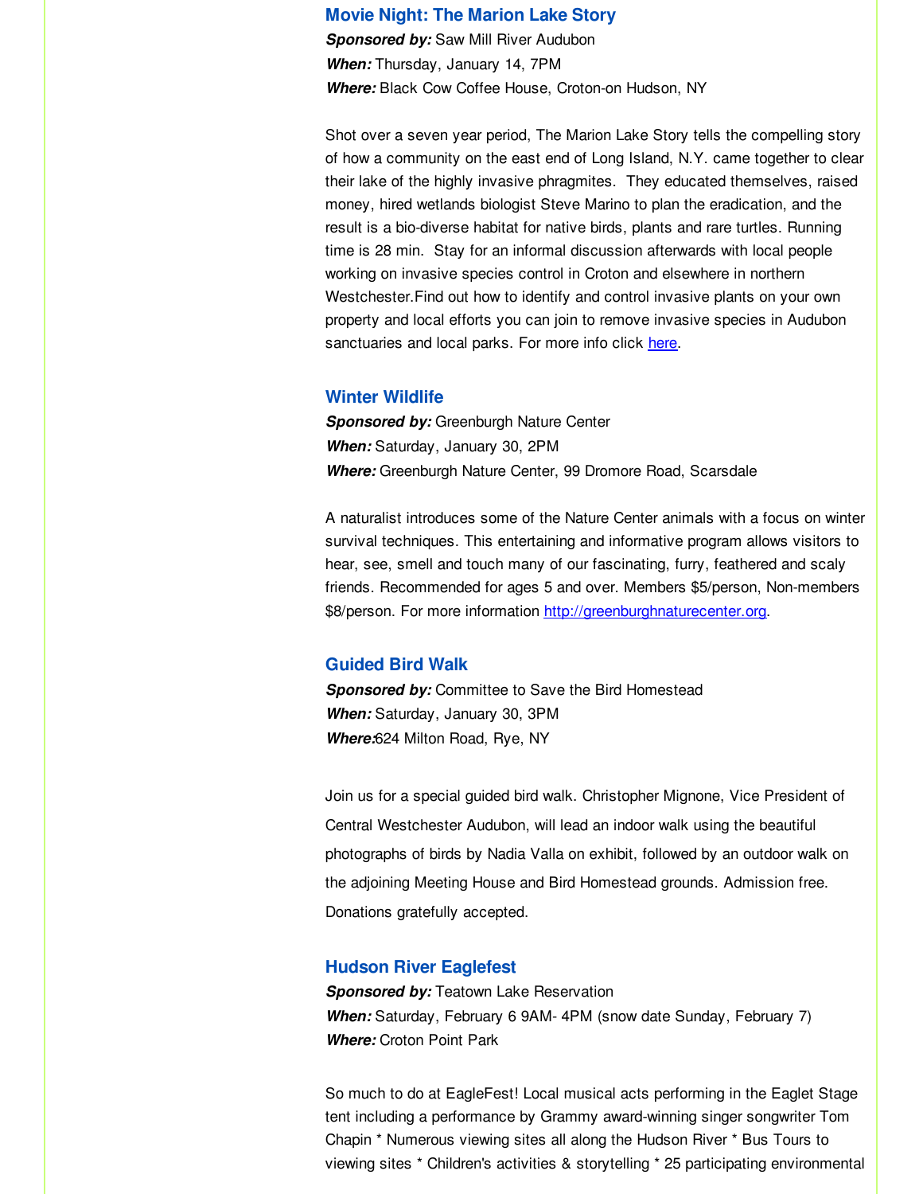### Movie Night: The Marion Lake Story

***Sponsored by:*** Saw Mill River Audubon
***When:*** Thursday, January 14, 7PM
***Where:*** Black Cow Coffee House, Croton-on Hudson, NY

Shot over a seven year period, The Marion Lake Story tells the compelling story of how a community on the east end of Long Island, N.Y. came together to clear their lake of the highly invasive phragmites. They educated themselves, raised money, hired wetlands biologist Steve Marino to plan the eradication, and the result is a bio-diverse habitat for native birds, plants and rare turtles. Running time is 28 min. Stay for an informal discussion afterwards with local people working on invasive species control in Croton and elsewhere in northern Westchester.Find out how to identify and control invasive plants on your own property and local efforts you can join to remove invasive species in Audubon sanctuaries and local parks. For more info click here.

### Winter Wildlife

***Sponsored by:*** Greenburgh Nature Center
***When:*** Saturday, January 30, 2PM
***Where:*** Greenburgh Nature Center, 99 Dromore Road, Scarsdale

A naturalist introduces some of the Nature Center animals with a focus on winter survival techniques. This entertaining and informative program allows visitors to hear, see, smell and touch many of our fascinating, furry, feathered and scaly friends. Recommended for ages 5 and over. Members $5/person, Non-members $8/person. For more information http://greenburghnaturecenter.org.

### Guided Bird Walk

***Sponsored by:*** Committee to Save the Bird Homestead
***When:*** Saturday, January 30, 3PM
***Where:***624 Milton Road, Rye, NY

Join us for a special guided bird walk. Christopher Mignone, Vice President of Central Westchester Audubon, will lead an indoor walk using the beautiful photographs of birds by Nadia Valla on exhibit, followed by an outdoor walk on the adjoining Meeting House and Bird Homestead grounds. Admission free. Donations gratefully accepted.

### Hudson River Eaglefest

***Sponsored by:*** Teatown Lake Reservation
***When:*** Saturday, February 6 9AM- 4PM (snow date Sunday, February 7)
***Where:*** Croton Point Park

So much to do at EagleFest! Local musical acts performing in the Eaglet Stage tent including a performance by Grammy award-winning singer songwriter Tom Chapin * Numerous viewing sites all along the Hudson River * Bus Tours to viewing sites * Children's activities & storytelling * 25 participating environmental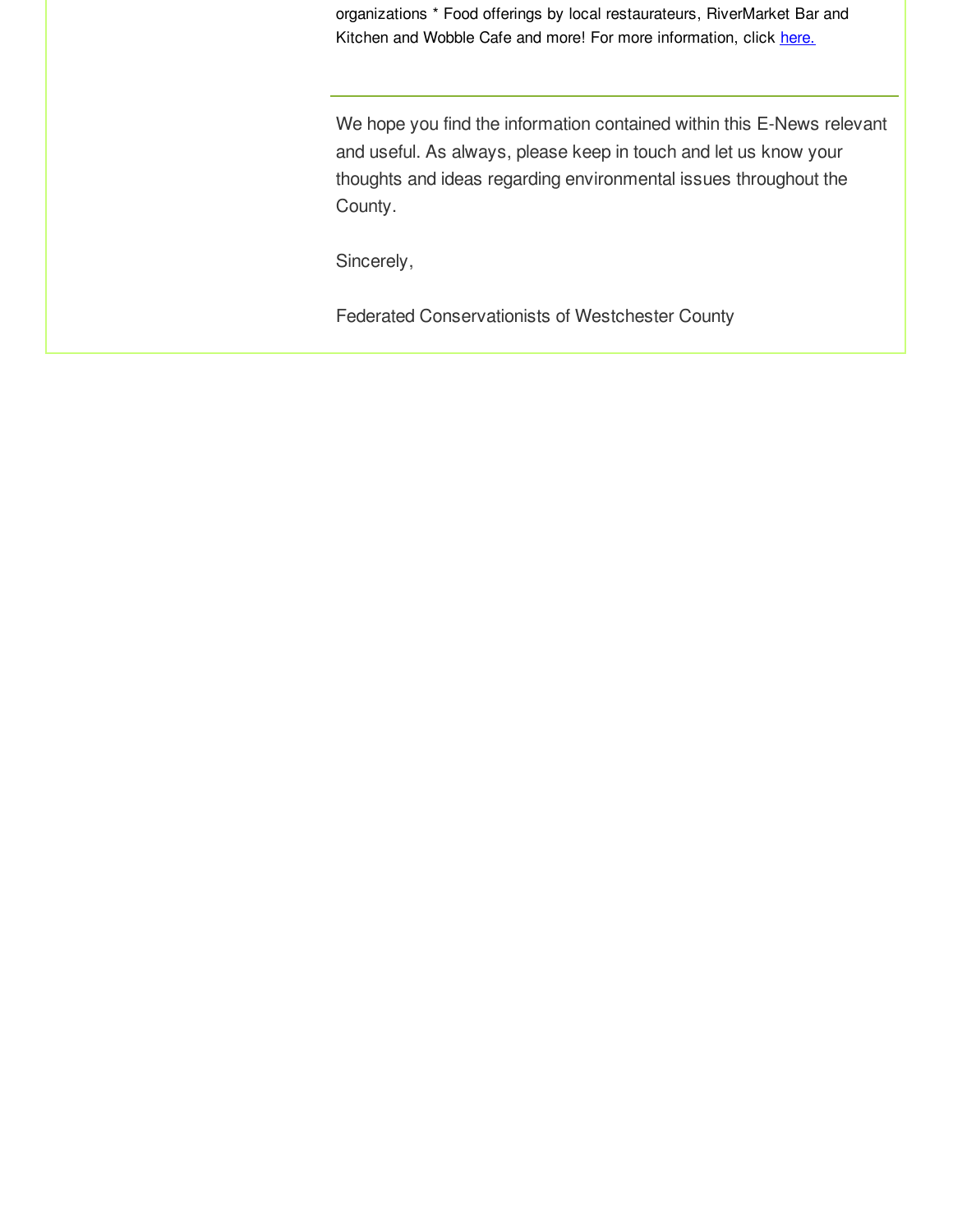organizations * Food offerings by local restaurateurs, RiverMarket Bar and Kitchen and Wobble Cafe and more! For more information, click here.

---

We hope you find the information contained within this E-News relevant and useful. As always, please keep in touch and let us know your thoughts and ideas regarding environmental issues throughout the County.

Sincerely,

Federated Conservationists of Westchester County